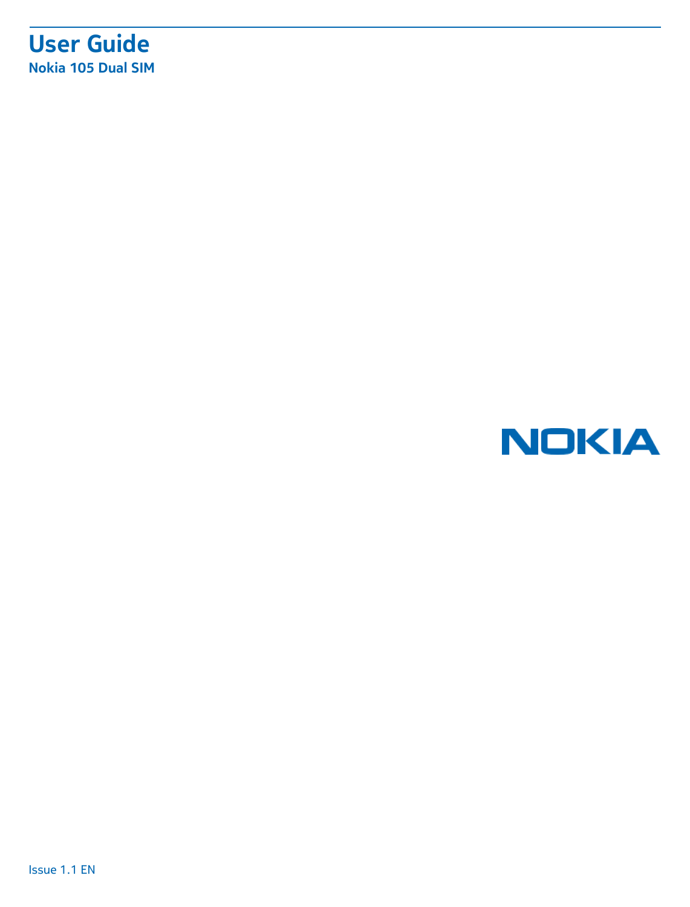# User Guide

**Nokia 105 Dual SIM**

NOKIA

Issue 1.1 EN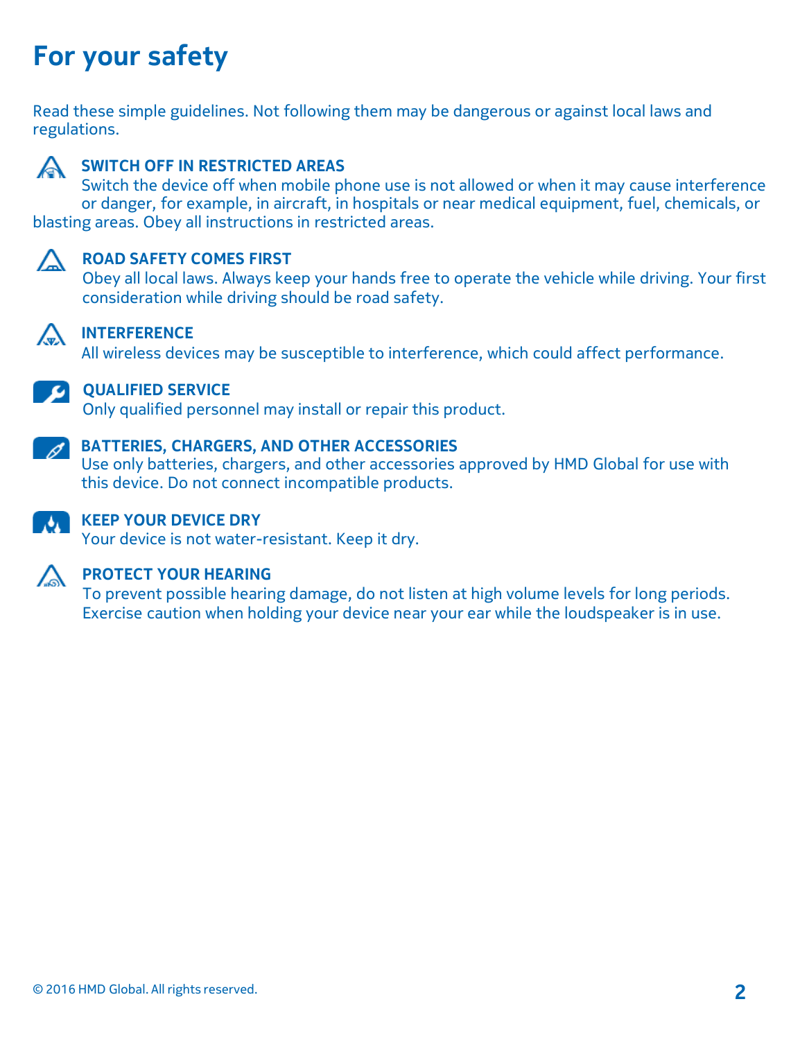# For your safety

Read these simple guidelines. Not following them may be dangerous or against local laws and regulations.

**SWITCH OFF IN RESTRICTED AREAS**
Switch the device off when mobile phone use is not allowed or when it may cause interference or danger, for example, in aircraft, in hospitals or near medical equipment, fuel, chemicals, or blasting areas. Obey all instructions in restricted areas.

**ROAD SAFETY COMES FIRST**
Obey all local laws. Always keep your hands free to operate the vehicle while driving. Your first consideration while driving should be road safety.

**INTERFERENCE**
All wireless devices may be susceptible to interference, which could affect performance.

**QUALIFIED SERVICE**
Only qualified personnel may install or repair this product.

**BATTERIES, CHARGERS, AND OTHER ACCESSORIES**
Use only batteries, chargers, and other accessories approved by HMD Global for use with this device. Do not connect incompatible products.

**KEEP YOUR DEVICE DRY**
Your device is not water-resistant. Keep it dry.

**PROTECT YOUR HEARING**
To prevent possible hearing damage, do not listen at high volume levels for long periods. Exercise caution when holding your device near your ear while the loudspeaker is in use.

© 2016 HMD Global. All rights reserved.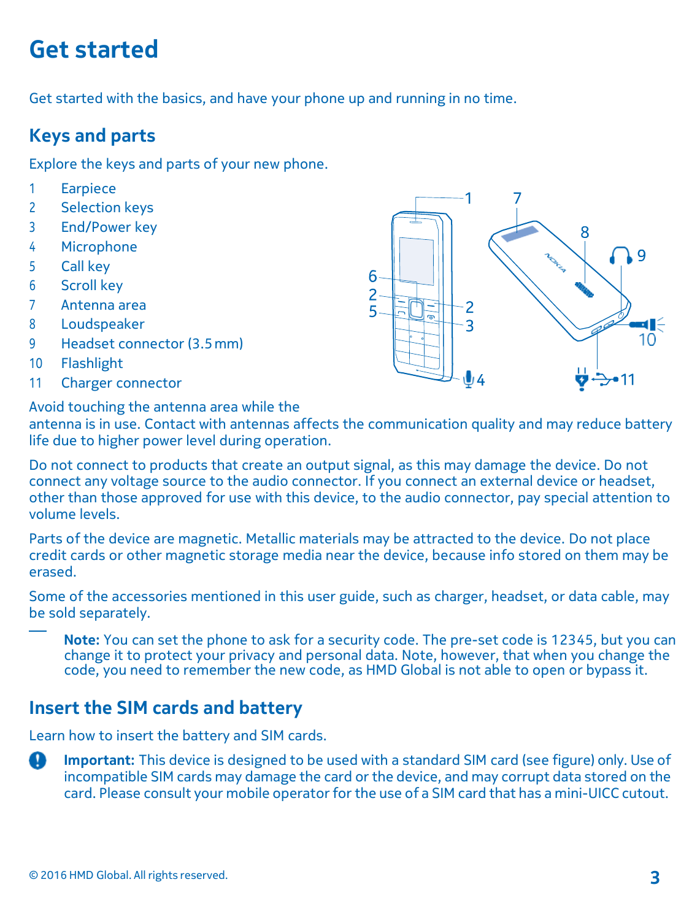# Get started

Get started with the basics, and have your phone up and running in no time.

## Keys and parts

Explore the keys and parts of your new phone.

1. Earpiece
2. Selection keys
3. End/Power key
4. Microphone
5. Call key
6. Scroll key
7. Antenna area
8. Loudspeaker
9. Headset connector (3.5 mm)
10. Flashlight
11. Charger connector

Avoid touching the antenna area while the antenna is in use. Contact with antennas affects the communication quality and may reduce battery life due to higher power level during operation.

Do not connect to products that create an output signal, as this may damage the device. Do not connect any voltage source to the audio connector. If you connect an external device or headset, other than those approved for use with this device, to the audio connector, pay special attention to volume levels.

Parts of the device are magnetic. Metallic materials may be attracted to the device. Do not place credit cards or other magnetic storage media near the device, because info stored on them may be erased.

Some of the accessories mentioned in this user guide, such as charger, headset, or data cable, may be sold separately.

**Note:** You can set the phone to ask for a security code. The pre-set code is 12345, but you can change it to protect your privacy and personal data. Note, however, that when you change the code, you need to remember the new code, as HMD Global is not able to open or bypass it.

## Insert the SIM cards and battery

Learn how to insert the battery and SIM cards.

**Important:** This device is designed to be used with a standard SIM card (see figure) only. Use of incompatible SIM cards may damage the card or the device, and may corrupt data stored on the card. Please consult your mobile operator for the use of a SIM card that has a mini-UICC cutout.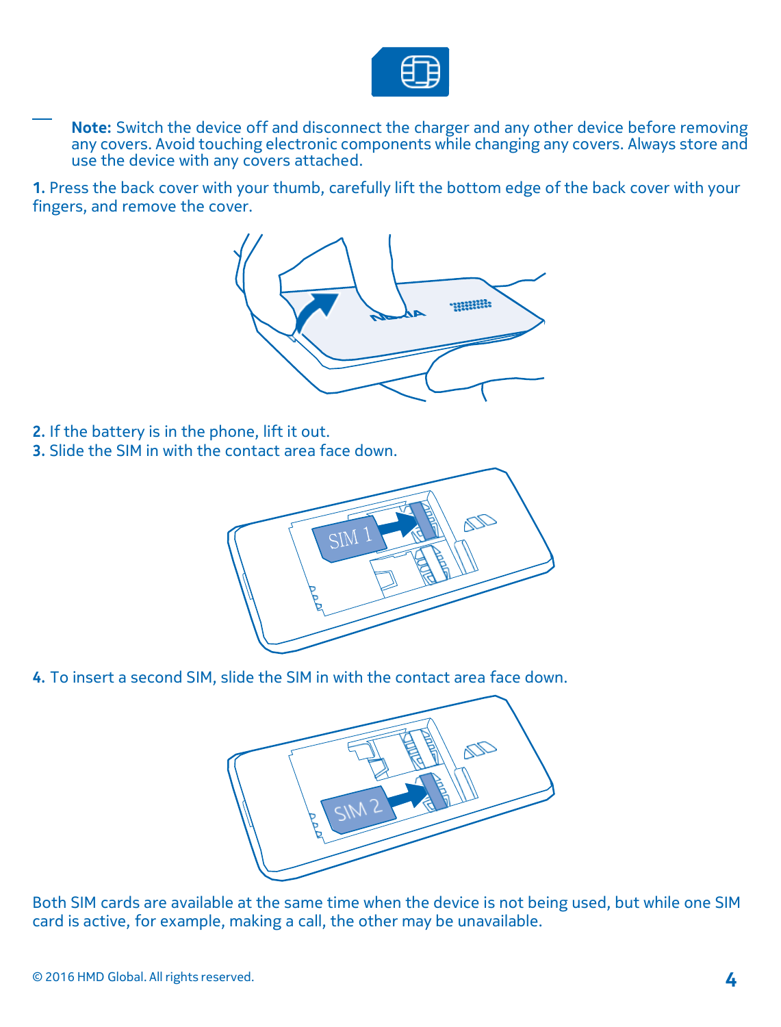**Note:** Switch the device off and disconnect the charger and any other device before removing any covers. Avoid touching electronic components while changing any covers. Always store and use the device with any covers attached.

**1.** Press the back cover with your thumb, carefully lift the bottom edge of the back cover with your fingers, and remove the cover.

**2.** If the battery is in the phone, lift it out.
**3.** Slide the SIM in with the contact area face down.

**4.** To insert a second SIM, slide the SIM in with the contact area face down.

Both SIM cards are available at the same time when the device is not being used, but while one SIM card is active, for example, making a call, the other may be unavailable.

© 2016 HMD Global. All rights reserved.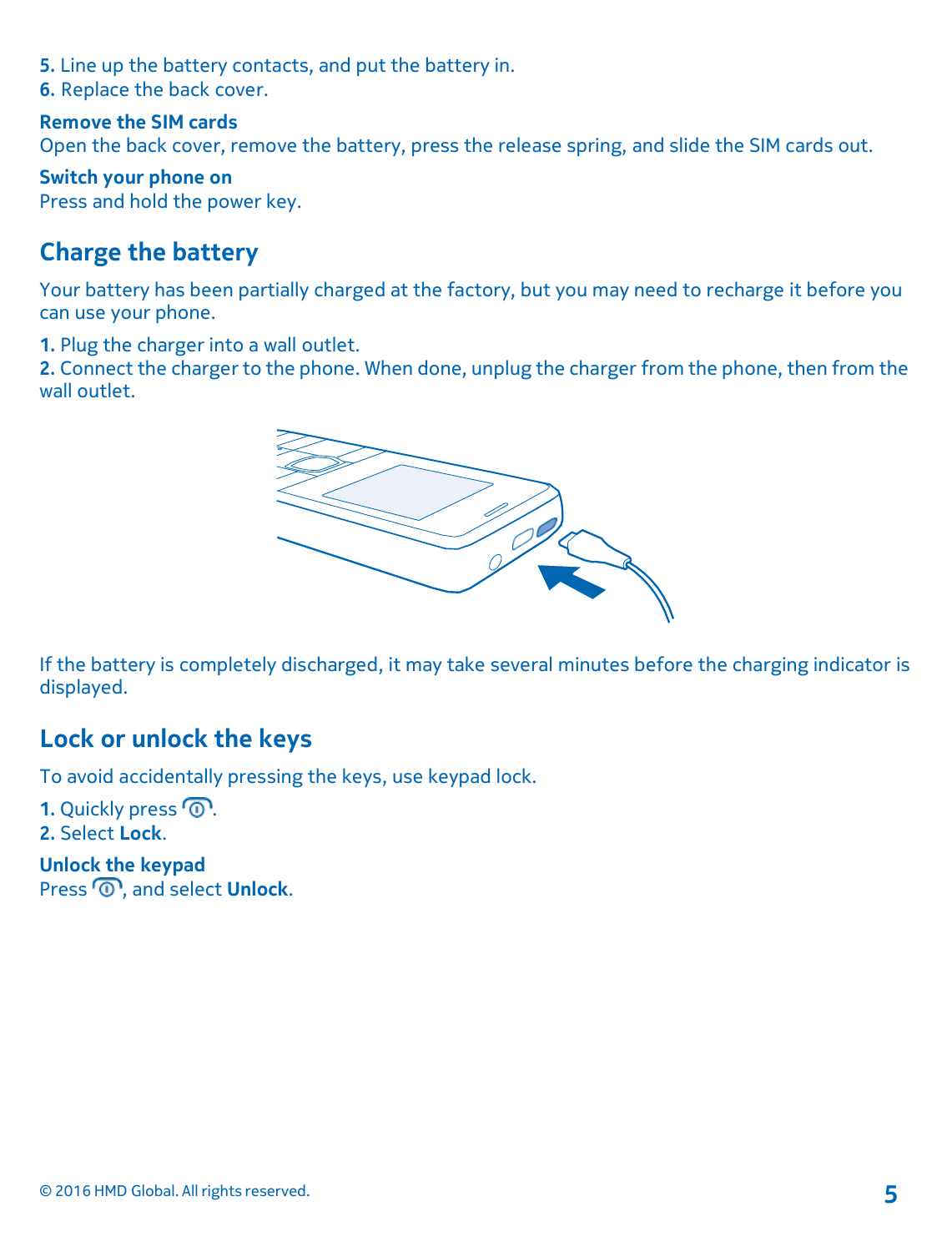5. Line up the battery contacts, and put the battery in.
6. Replace the back cover.

**Remove the SIM cards**
Open the back cover, remove the battery, press the release spring, and slide the SIM cards out.

**Switch your phone on**
Press and hold the power key.

## Charge the battery

Your battery has been partially charged at the factory, but you may need to recharge it before you can use your phone.

1. Plug the charger into a wall outlet.
2. Connect the charger to the phone. When done, unplug the charger from the phone, then from the wall outlet.

If the battery is completely discharged, it may take several minutes before the charging indicator is displayed.

## Lock or unlock the keys

To avoid accidentally pressing the keys, use keypad lock.

1. Quickly press ⓘ.
2. Select **Lock**.

**Unlock the keypad**
Press ⓘ, and select **Unlock**.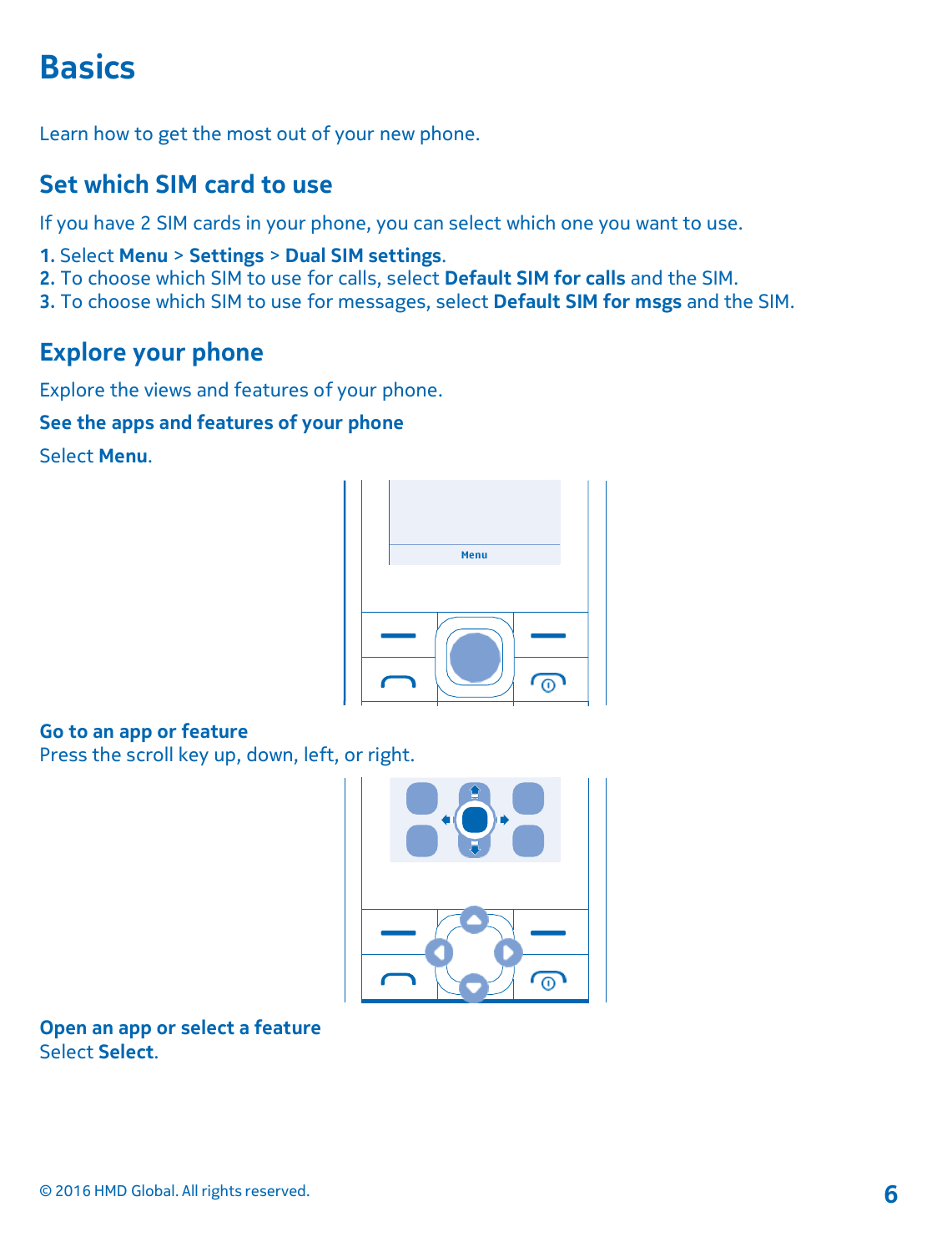# Basics

Learn how to get the most out of your new phone.

## Set which SIM card to use

If you have 2 SIM cards in your phone, you can select which one you want to use.

1. Select **Menu** > **Settings** > **Dual SIM settings**.
2. To choose which SIM to use for calls, select **Default SIM for calls** and the SIM.
3. To choose which SIM to use for messages, select **Default SIM for msgs** and the SIM.

## Explore your phone

Explore the views and features of your phone.

### See the apps and features of your phone

Select **Menu**.

### Go to an app or feature

Press the scroll key up, down, left, or right.

### Open an app or select a feature

Select **Select**.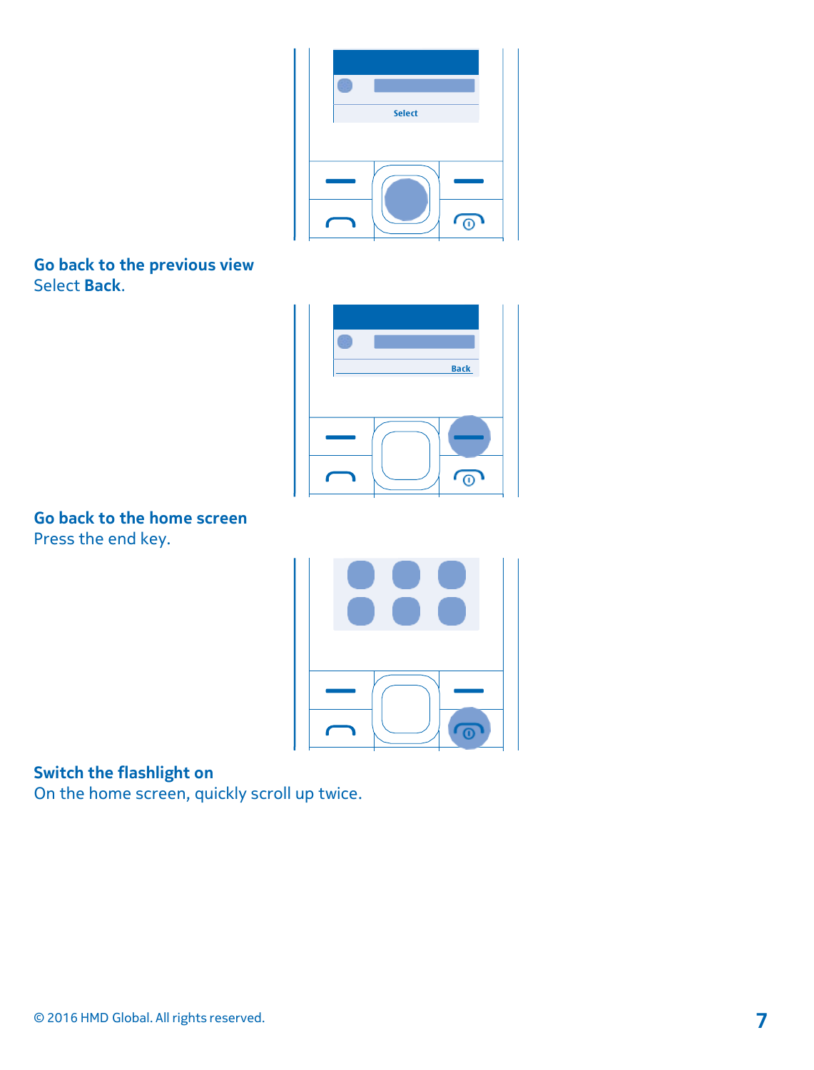## Go back to the previous view

Select **Back**.

## Go back to the home screen

Press the end key.

## Switch the flashlight on

On the home screen, quickly scroll up twice.

© 2016 HMD Global. All rights reserved.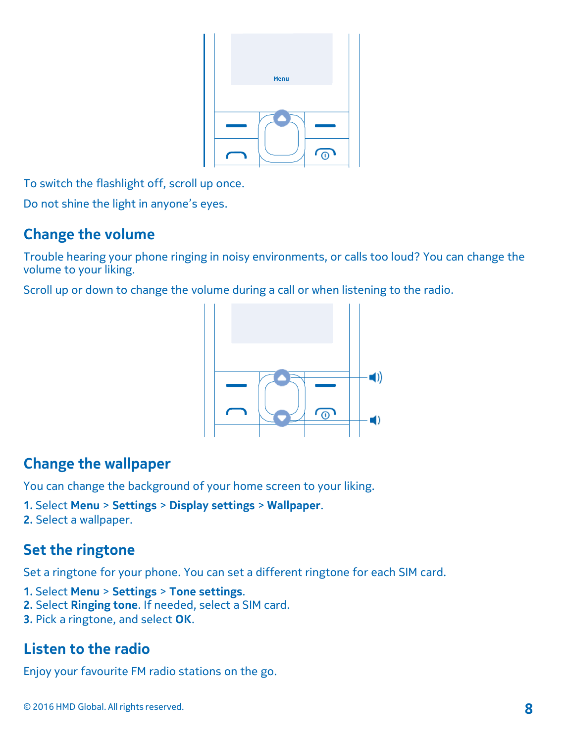To switch the flashlight off, scroll up once.

Do not shine the light in anyone's eyes.

## Change the volume

Trouble hearing your phone ringing in noisy environments, or calls too loud? You can change the volume to your liking.

Scroll up or down to change the volume during a call or when listening to the radio.

## Change the wallpaper

You can change the background of your home screen to your liking.

1. Select **Menu** > **Settings** > **Display settings** > **Wallpaper**.
2. Select a wallpaper.

## Set the ringtone

Set a ringtone for your phone. You can set a different ringtone for each SIM card.

1. Select **Menu** > **Settings** > **Tone settings**.
2. Select **Ringing tone**. If needed, select a SIM card.
3. Pick a ringtone, and select **OK**.

## Listen to the radio

Enjoy your favourite FM radio stations on the go.

© 2016 HMD Global. All rights reserved.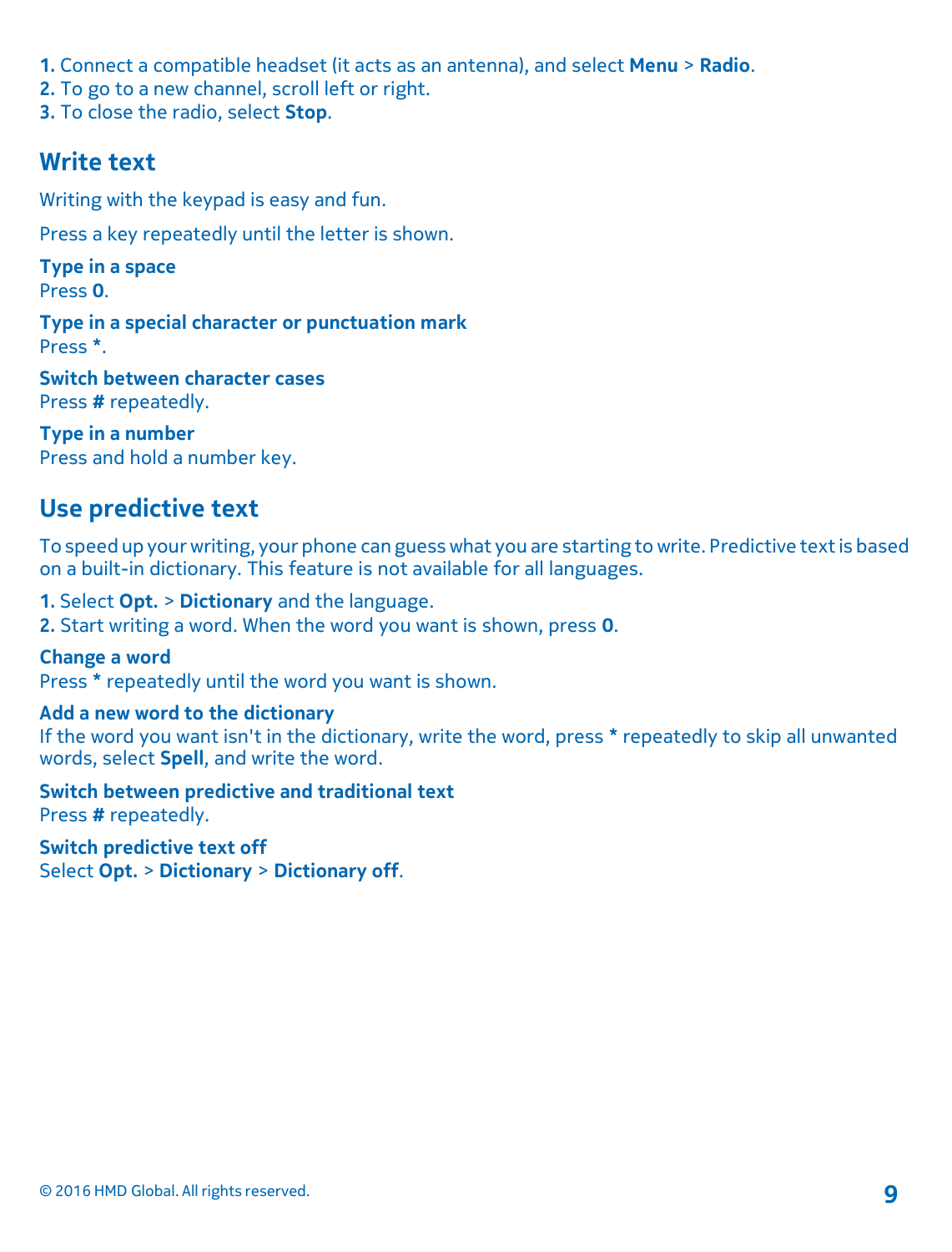1. Connect a compatible headset (it acts as an antenna), and select **Menu** > **Radio**.
2. To go to a new channel, scroll left or right.
3. To close the radio, select **Stop**.

## Write text

Writing with the keypad is easy and fun.

Press a key repeatedly until the letter is shown.

**Type in a space**
Press **0**.

**Type in a special character or punctuation mark**
Press *.

**Switch between character cases**
Press **#** repeatedly.

**Type in a number**
Press and hold a number key.

## Use predictive text

To speed up your writing, your phone can guess what you are starting to write. Predictive text is based on a built-in dictionary. This feature is not available for all languages.

1. Select **Opt.** > **Dictionary** and the language.
2. Start writing a word. When the word you want is shown, press **0**.

**Change a word**
Press * repeatedly until the word you want is shown.

**Add a new word to the dictionary**
If the word you want isn't in the dictionary, write the word, press * repeatedly to skip all unwanted words, select **Spell**, and write the word.

**Switch between predictive and traditional text**
Press **#** repeatedly.

**Switch predictive text off**
Select **Opt.** > **Dictionary** > **Dictionary off**.

© 2016 HMD Global. All rights reserved.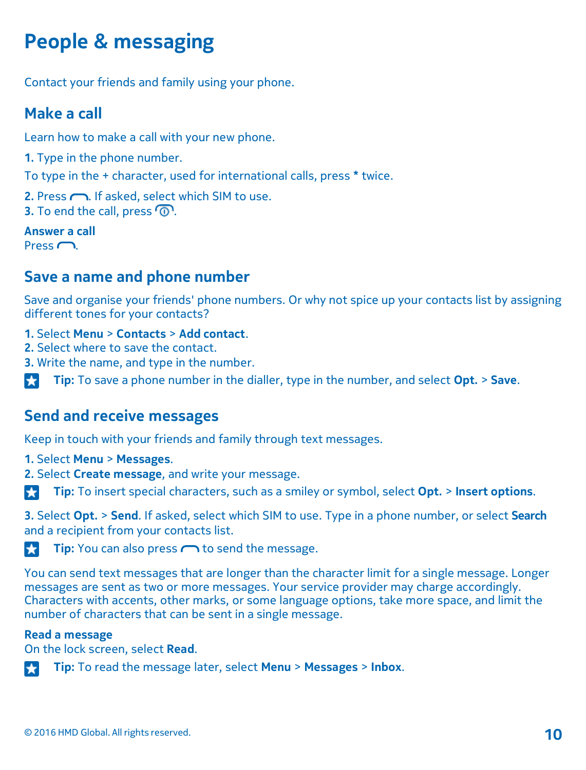# People & messaging

Contact your friends and family using your phone.

## Make a call

Learn how to make a call with your new phone.

**1.** Type in the phone number.

To type in the + character, used for international calls, press * twice.

**2.** Press the call key. If asked, select which SIM to use.
**3.** To end the call, press the end key.

### Answer a call

Press the call key.

## Save a name and phone number

Save and organise your friends' phone numbers. Or why not spice up your contacts list by assigning different tones for your contacts?

**1.** Select **Menu** > **Contacts** > **Add contact**.
**2.** Select where to save the contact.
**3.** Write the name, and type in the number.

**Tip:** To save a phone number in the dialler, type in the number, and select **Opt.** > **Save**.

## Send and receive messages

Keep in touch with your friends and family through text messages.

**1.** Select **Menu** > **Messages**.
**2.** Select **Create message**, and write your message.

**Tip:** To insert special characters, such as a smiley or symbol, select **Opt.** > **Insert options**.

**3.** Select **Opt.** > **Send**. If asked, select which SIM to use. Type in a phone number, or select **Search** and a recipient from your contacts list.

**Tip:** You can also press the call key to send the message.

You can send text messages that are longer than the character limit for a single message. Longer messages are sent as two or more messages. Your service provider may charge accordingly. Characters with accents, other marks, or some language options, take more space, and limit the number of characters that can be sent in a single message.

### Read a message

On the lock screen, select **Read**.

**Tip:** To read the message later, select **Menu** > **Messages** > **Inbox**.

© 2016 HMD Global. All rights reserved.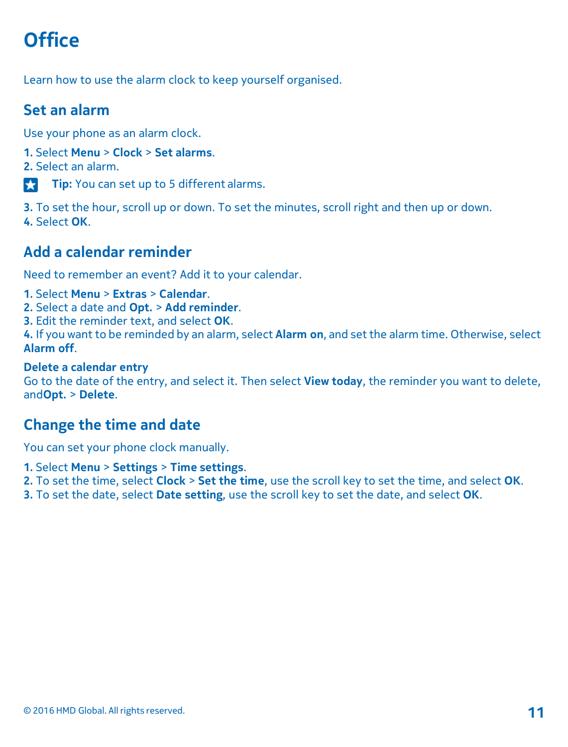# Office

Learn how to use the alarm clock to keep yourself organised.

## Set an alarm

Use your phone as an alarm clock.

**1.** Select **Menu** > **Clock** > **Set alarms**.
**2.** Select an alarm.

**Tip:** You can set up to 5 different alarms.

**3.** To set the hour, scroll up or down. To set the minutes, scroll right and then up or down.
**4.** Select **OK**.

## Add a calendar reminder

Need to remember an event? Add it to your calendar.

**1.** Select **Menu** > **Extras** > **Calendar**.
**2.** Select a date and **Opt.** > **Add reminder**.
**3.** Edit the reminder text, and select **OK**.
**4.** If you want to be reminded by an alarm, select **Alarm on**, and set the alarm time. Otherwise, select **Alarm off**.

**Delete a calendar entry**
Go to the date of the entry, and select it. Then select **View today**, the reminder you want to delete, and**Opt.** > **Delete**.

## Change the time and date

You can set your phone clock manually.

**1.** Select **Menu** > **Settings** > **Time settings**.
**2.** To set the time, select **Clock** > **Set the time**, use the scroll key to set the time, and select **OK**.
**3.** To set the date, select **Date setting**, use the scroll key to set the date, and select **OK**.

© 2016 HMD Global. All rights reserved.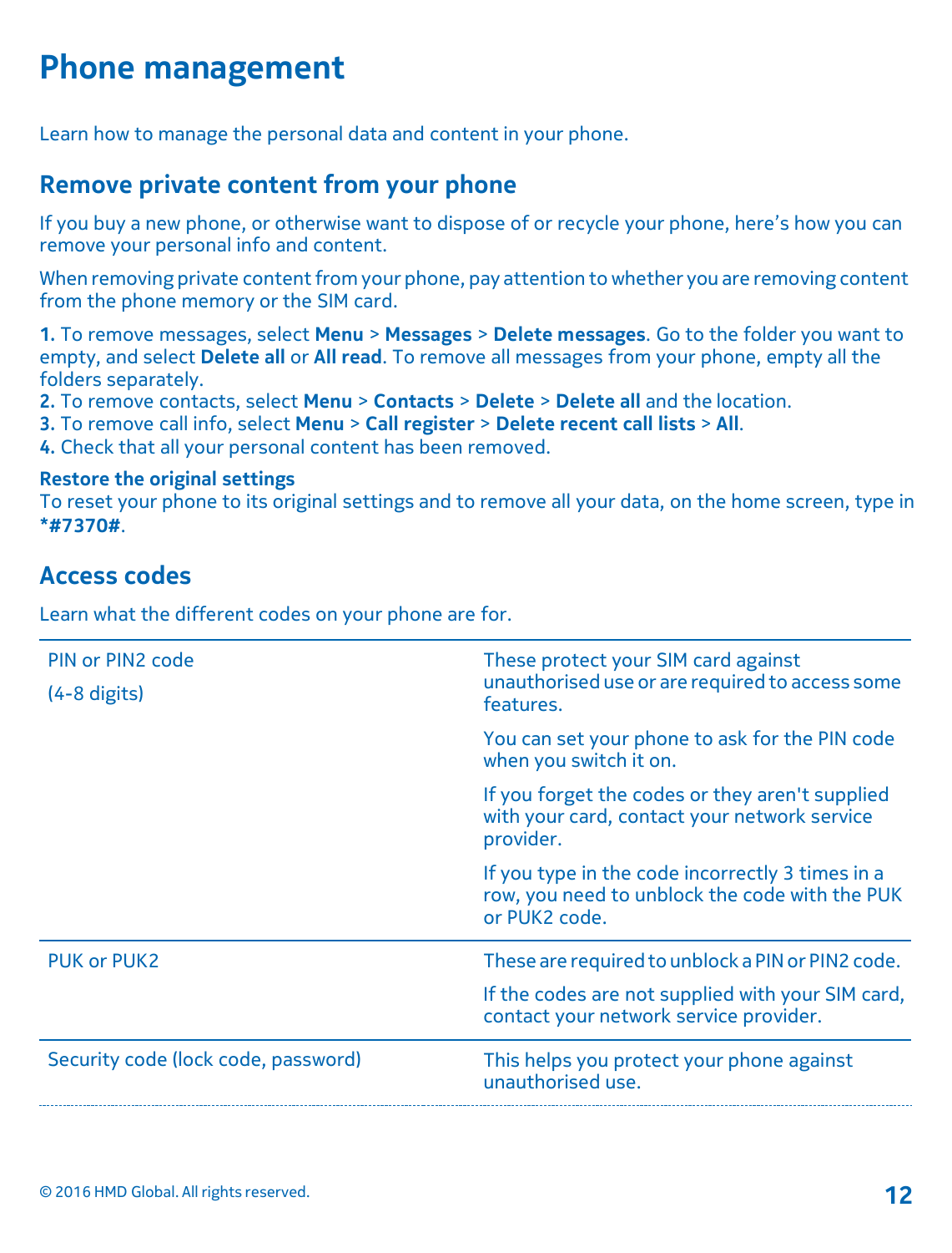# Phone management

Learn how to manage the personal data and content in your phone.

## Remove private content from your phone

If you buy a new phone, or otherwise want to dispose of or recycle your phone, here's how you can remove your personal info and content.

When removing private content from your phone, pay attention to whether you are removing content from the phone memory or the SIM card.

**1.** To remove messages, select **Menu** > **Messages** > **Delete messages**. Go to the folder you want to empty, and select **Delete all** or **All read**. To remove all messages from your phone, empty all the folders separately.
**2.** To remove contacts, select **Menu** > **Contacts** > **Delete** > **Delete all** and the location.
**3.** To remove call info, select **Menu** > **Call register** > **Delete recent call lists** > **All**.
**4.** Check that all your personal content has been removed.

**Restore the original settings**
To reset your phone to its original settings and to remove all your data, on the home screen, type in **\*#7370#**.

## Access codes

Learn what the different codes on your phone are for.

| Code | Description |
| --- | --- |
| PIN or PIN2 code (4-8 digits) | These protect your SIM card against unauthorised use or are required to access some features. You can set your phone to ask for the PIN code when you switch it on. If you forget the codes or they aren't supplied with your card, contact your network service provider. If you type in the code incorrectly 3 times in a row, you need to unblock the code with the PUK or PUK2 code. |
| PUK or PUK2 | These are required to unblock a PIN or PIN2 code. If the codes are not supplied with your SIM card, contact your network service provider. |
| Security code (lock code, password) | This helps you protect your phone against unauthorised use. |

© 2016 HMD Global. All rights reserved.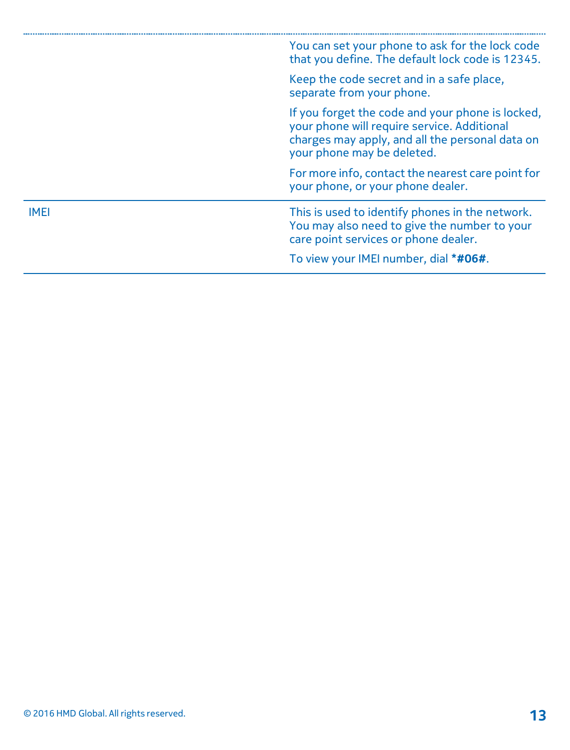| | |
|---|---|
| | You can set your phone to ask for the lock code that you define. The default lock code is 12345.<br><br>Keep the code secret and in a safe place, separate from your phone.<br><br>If you forget the code and your phone is locked, your phone will require service. Additional charges may apply, and all the personal data on your phone may be deleted.<br><br>For more info, contact the nearest care point for your phone, or your phone dealer. |
| IMEI | This is used to identify phones in the network. You may also need to give the number to your care point services or phone dealer.<br><br>To view your IMEI number, dial **\*#06#**. |

© 2016 HMD Global. All rights reserved.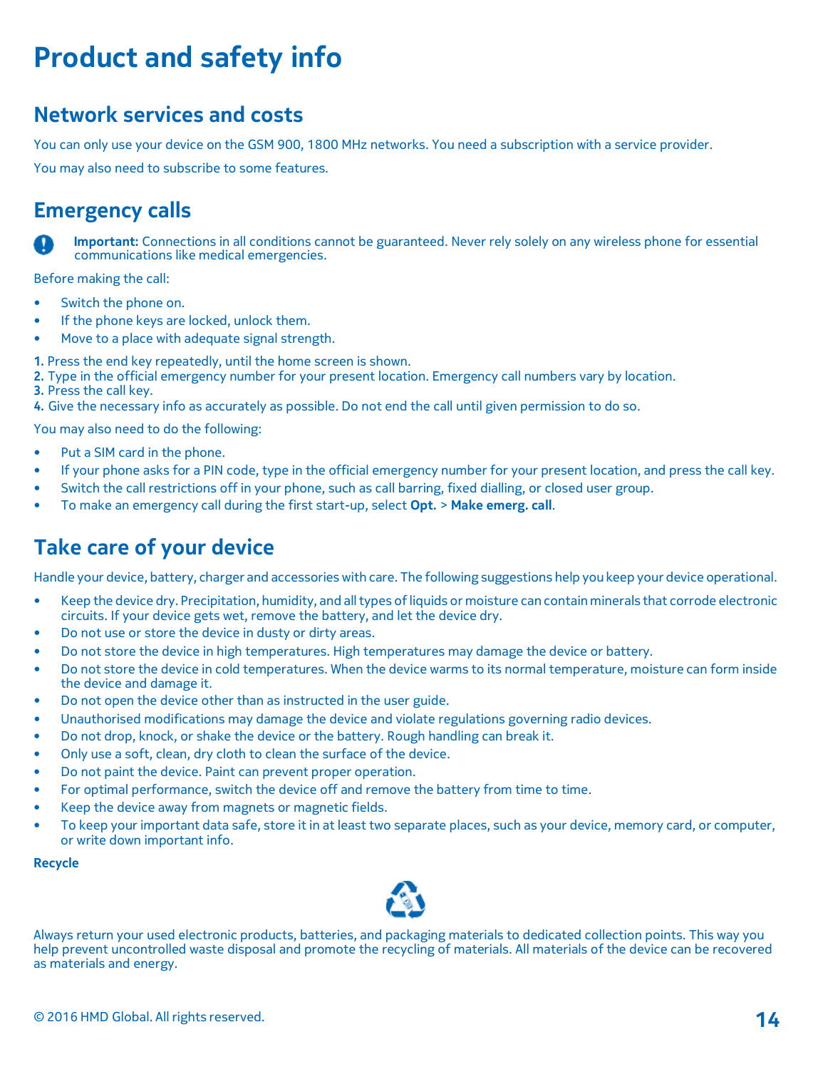# Product and safety info

## Network services and costs

You can only use your device on the GSM 900, 1800 MHz networks. You need a subscription with a service provider.

You may also need to subscribe to some features.

## Emergency calls

**Important:** Connections in all conditions cannot be guaranteed. Never rely solely on any wireless phone for essential communications like medical emergencies.

Before making the call:

- Switch the phone on.
- If the phone keys are locked, unlock them.
- Move to a place with adequate signal strength.

1. Press the end key repeatedly, until the home screen is shown.
2. Type in the official emergency number for your present location. Emergency call numbers vary by location.
3. Press the call key.
4. Give the necessary info as accurately as possible. Do not end the call until given permission to do so.

You may also need to do the following:

- Put a SIM card in the phone.
- If your phone asks for a PIN code, type in the official emergency number for your present location, and press the call key.
- Switch the call restrictions off in your phone, such as call barring, fixed dialling, or closed user group.
- To make an emergency call during the first start-up, select **Opt.** > **Make emerg. call**.

## Take care of your device

Handle your device, battery, charger and accessories with care. The following suggestions help you keep your device operational.

- Keep the device dry. Precipitation, humidity, and all types of liquids or moisture can contain minerals that corrode electronic circuits. If your device gets wet, remove the battery, and let the device dry.
- Do not use or store the device in dusty or dirty areas.
- Do not store the device in high temperatures. High temperatures may damage the device or battery.
- Do not store the device in cold temperatures. When the device warms to its normal temperature, moisture can form inside the device and damage it.
- Do not open the device other than as instructed in the user guide.
- Unauthorised modifications may damage the device and violate regulations governing radio devices.
- Do not drop, knock, or shake the device or the battery. Rough handling can break it.
- Only use a soft, clean, dry cloth to clean the surface of the device.
- Do not paint the device. Paint can prevent proper operation.
- For optimal performance, switch the device off and remove the battery from time to time.
- Keep the device away from magnets or magnetic fields.
- To keep your important data safe, store it in at least two separate places, such as your device, memory card, or computer, or write down important info.

**Recycle**

Always return your used electronic products, batteries, and packaging materials to dedicated collection points. This way you help prevent uncontrolled waste disposal and promote the recycling of materials. All materials of the device can be recovered as materials and energy.

© 2016 HMD Global. All rights reserved.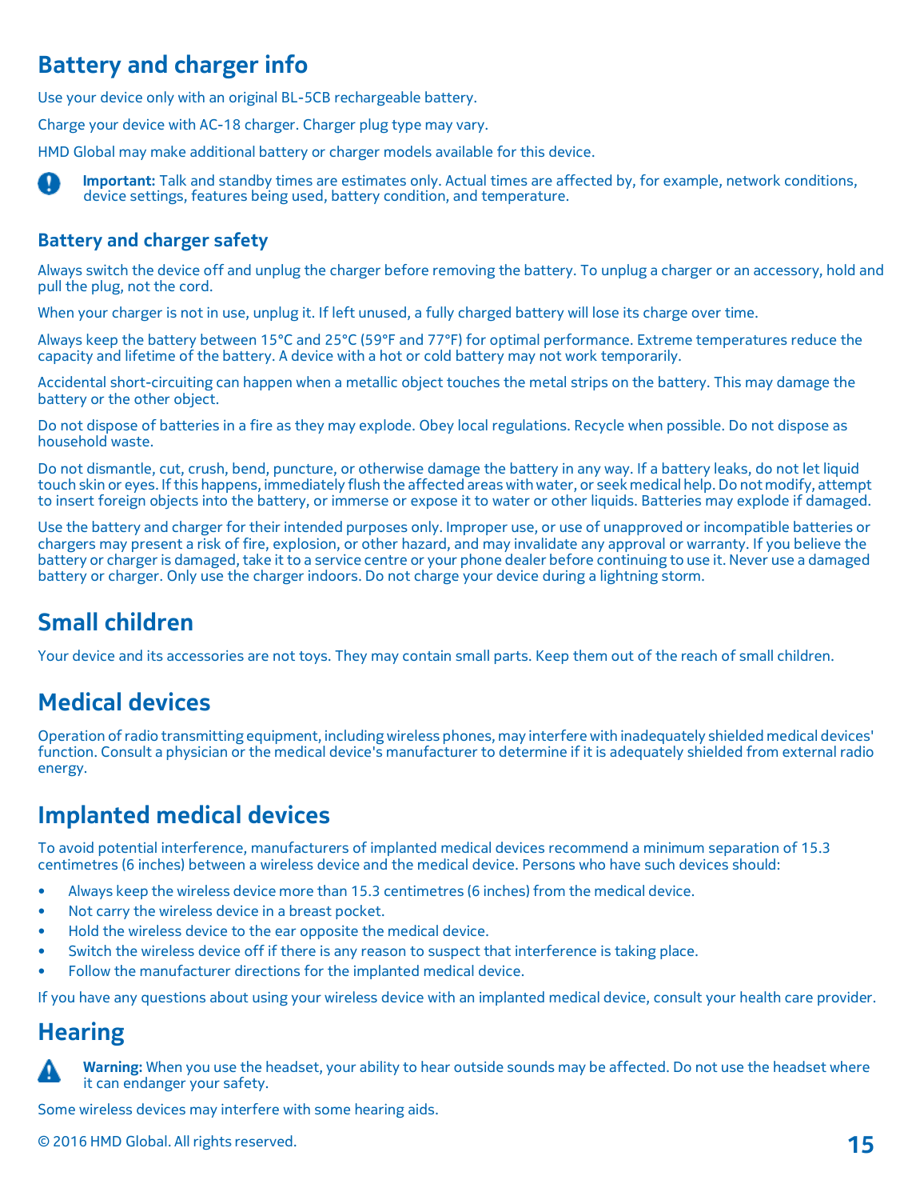# Battery and charger info

Use your device only with an original BL-5CB rechargeable battery.

Charge your device with AC-18 charger. Charger plug type may vary.

HMD Global may make additional battery or charger models available for this device.

**Important:** Talk and standby times are estimates only. Actual times are affected by, for example, network conditions, device settings, features being used, battery condition, and temperature.

## Battery and charger safety

Always switch the device off and unplug the charger before removing the battery. To unplug a charger or an accessory, hold and pull the plug, not the cord.

When your charger is not in use, unplug it. If left unused, a fully charged battery will lose its charge over time.

Always keep the battery between 15°C and 25°C (59°F and 77°F) for optimal performance. Extreme temperatures reduce the capacity and lifetime of the battery. A device with a hot or cold battery may not work temporarily.

Accidental short-circuiting can happen when a metallic object touches the metal strips on the battery. This may damage the battery or the other object.

Do not dispose of batteries in a fire as they may explode. Obey local regulations. Recycle when possible. Do not dispose as household waste.

Do not dismantle, cut, crush, bend, puncture, or otherwise damage the battery in any way. If a battery leaks, do not let liquid touch skin or eyes. If this happens, immediately flush the affected areas with water, or seek medical help. Do not modify, attempt to insert foreign objects into the battery, or immerse or expose it to water or other liquids. Batteries may explode if damaged.

Use the battery and charger for their intended purposes only. Improper use, or use of unapproved or incompatible batteries or chargers may present a risk of fire, explosion, or other hazard, and may invalidate any approval or warranty. If you believe the battery or charger is damaged, take it to a service centre or your phone dealer before continuing to use it. Never use a damaged battery or charger. Only use the charger indoors. Do not charge your device during a lightning storm.

# Small children

Your device and its accessories are not toys. They may contain small parts. Keep them out of the reach of small children.

# Medical devices

Operation of radio transmitting equipment, including wireless phones, may interfere with inadequately shielded medical devices' function. Consult a physician or the medical device's manufacturer to determine if it is adequately shielded from external radio energy.

# Implanted medical devices

To avoid potential interference, manufacturers of implanted medical devices recommend a minimum separation of 15.3 centimetres (6 inches) between a wireless device and the medical device. Persons who have such devices should:

- Always keep the wireless device more than 15.3 centimetres (6 inches) from the medical device.
- Not carry the wireless device in a breast pocket.
- Hold the wireless device to the ear opposite the medical device.
- Switch the wireless device off if there is any reason to suspect that interference is taking place.
- Follow the manufacturer directions for the implanted medical device.

If you have any questions about using your wireless device with an implanted medical device, consult your health care provider.

# Hearing

**Warning:** When you use the headset, your ability to hear outside sounds may be affected. Do not use the headset where it can endanger your safety.

Some wireless devices may interfere with some hearing aids.

© 2016 HMD Global. All rights reserved.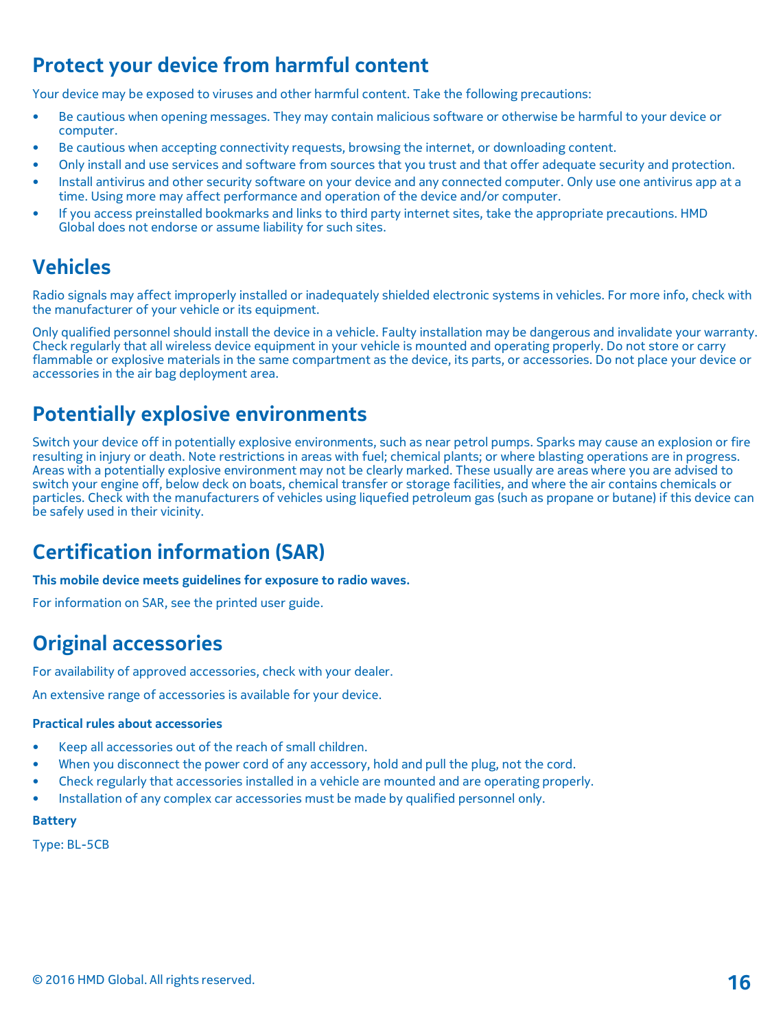## Protect your device from harmful content

Your device may be exposed to viruses and other harmful content. Take the following precautions:

- Be cautious when opening messages. They may contain malicious software or otherwise be harmful to your device or computer.
- Be cautious when accepting connectivity requests, browsing the internet, or downloading content.
- Only install and use services and software from sources that you trust and that offer adequate security and protection.
- Install antivirus and other security software on your device and any connected computer. Only use one antivirus app at a time. Using more may affect performance and operation of the device and/or computer.
- If you access preinstalled bookmarks and links to third party internet sites, take the appropriate precautions. HMD Global does not endorse or assume liability for such sites.

## Vehicles

Radio signals may affect improperly installed or inadequately shielded electronic systems in vehicles. For more info, check with the manufacturer of your vehicle or its equipment.

Only qualified personnel should install the device in a vehicle. Faulty installation may be dangerous and invalidate your warranty. Check regularly that all wireless device equipment in your vehicle is mounted and operating properly. Do not store or carry flammable or explosive materials in the same compartment as the device, its parts, or accessories. Do not place your device or accessories in the air bag deployment area.

## Potentially explosive environments

Switch your device off in potentially explosive environments, such as near petrol pumps. Sparks may cause an explosion or fire resulting in injury or death. Note restrictions in areas with fuel; chemical plants; or where blasting operations are in progress. Areas with a potentially explosive environment may not be clearly marked. These usually are areas where you are advised to switch your engine off, below deck on boats, chemical transfer or storage facilities, and where the air contains chemicals or particles. Check with the manufacturers of vehicles using liquefied petroleum gas (such as propane or butane) if this device can be safely used in their vicinity.

## Certification information (SAR)

**This mobile device meets guidelines for exposure to radio waves.**

For information on SAR, see the printed user guide.

## Original accessories

For availability of approved accessories, check with your dealer.

An extensive range of accessories is available for your device.

### Practical rules about accessories

- Keep all accessories out of the reach of small children.
- When you disconnect the power cord of any accessory, hold and pull the plug, not the cord.
- Check regularly that accessories installed in a vehicle are mounted and are operating properly.
- Installation of any complex car accessories must be made by qualified personnel only.

### Battery

Type: BL-5CB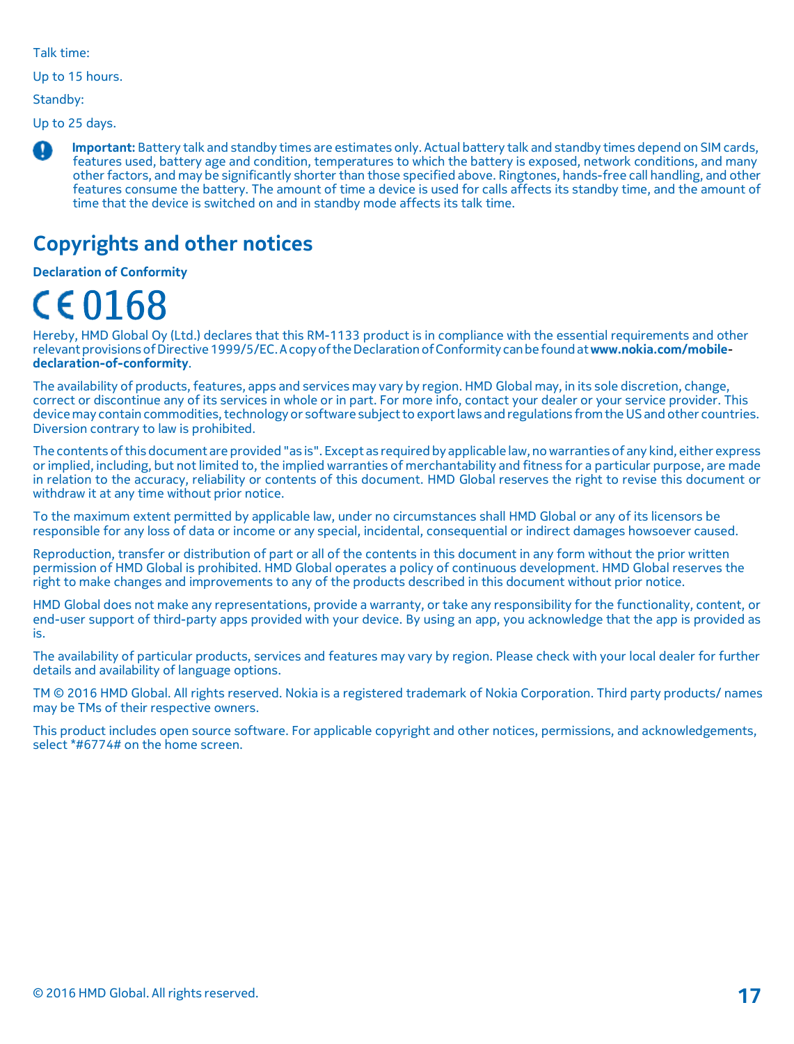Talk time:

Up to 15 hours.

Standby:

Up to 25 days.

**Important:** Battery talk and standby times are estimates only. Actual battery talk and standby times depend on SIM cards, features used, battery age and condition, temperatures to which the battery is exposed, network conditions, and many other factors, and may be significantly shorter than those specified above. Ringtones, hands-free call handling, and other features consume the battery. The amount of time a device is used for calls affects its standby time, and the amount of time that the device is switched on and in standby mode affects its talk time.

## Copyrights and other notices

**Declaration of Conformity**

CE 0168

Hereby, HMD Global Oy (Ltd.) declares that this RM-1133 product is in compliance with the essential requirements and other relevant provisions of Directive 1999/5/EC. A copy of the Declaration of Conformity can be found at **www.nokia.com/mobile-declaration-of-conformity**.

The availability of products, features, apps and services may vary by region. HMD Global may, in its sole discretion, change, correct or discontinue any of its services in whole or in part. For more info, contact your dealer or your service provider. This device may contain commodities, technology or software subject to export laws and regulations from the US and other countries. Diversion contrary to law is prohibited.

The contents of this document are provided "as is". Except as required by applicable law, no warranties of any kind, either express or implied, including, but not limited to, the implied warranties of merchantability and fitness for a particular purpose, are made in relation to the accuracy, reliability or contents of this document. HMD Global reserves the right to revise this document or withdraw it at any time without prior notice.

To the maximum extent permitted by applicable law, under no circumstances shall HMD Global or any of its licensors be responsible for any loss of data or income or any special, incidental, consequential or indirect damages howsoever caused.

Reproduction, transfer or distribution of part or all of the contents in this document in any form without the prior written permission of HMD Global is prohibited. HMD Global operates a policy of continuous development. HMD Global reserves the right to make changes and improvements to any of the products described in this document without prior notice.

HMD Global does not make any representations, provide a warranty, or take any responsibility for the functionality, content, or end-user support of third-party apps provided with your device. By using an app, you acknowledge that the app is provided as is.

The availability of particular products, services and features may vary by region. Please check with your local dealer for further details and availability of language options.

TM © 2016 HMD Global. All rights reserved. Nokia is a registered trademark of Nokia Corporation. Third party products/ names may be TMs of their respective owners.

This product includes open source software. For applicable copyright and other notices, permissions, and acknowledgements, select *#6774# on the home screen.